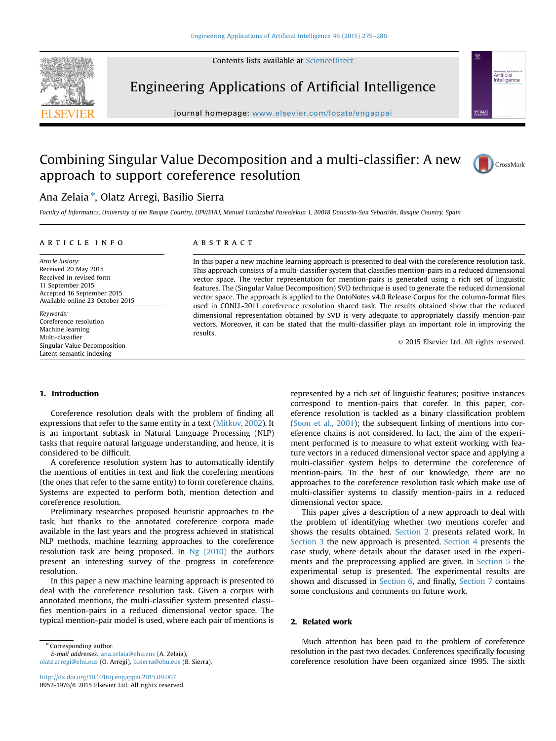# Combining Singular Value Decomposition and a multi-classifier: A new approach to support coreference resolution

Ana Zelaia*, Olatz Arregi, Basilio Sierra

*Faculty of Informatics, University of the Basque Country, UPV/EHU, Manuel Lardizabal Pasealekua 1, 20018 Donostia-San Sebastián, Basque Country, Spain*

## ARTICLE INFO

*Article history:*
Received 20 May 2015
Received in revised form
11 September 2015
Accepted 16 September 2015
Available online 23 October 2015

*Keywords:*
Coreference resolution
Machine learning
Multi-classifier
Singular Value Decomposition
Latent semantic indexing

## ABSTRACT

In this paper a new machine learning approach is presented to deal with the coreference resolution task. This approach consists of a multi-classifier system that classifies mention-pairs in a reduced dimensional vector space. The vector representation for mention-pairs is generated using a rich set of linguistic features. The (Singular Value Decomposition) SVD technique is used to generate the reduced dimensional vector space. The approach is applied to the OntoNotes v4.0 Release Corpus for the column-format files used in CONLL-2011 coreference resolution shared task. The results obtained show that the reduced dimensional representation obtained by SVD is very adequate to appropriately classify mention-pair vectors. Moreover, it can be stated that the multi-classifier plays an important role in improving the results.

© 2015 Elsevier Ltd. All rights reserved.

## 1. Introduction

Coreference resolution deals with the problem of finding all expressions that refer to the same entity in a text (Mitkov, 2002). It is an important subtask in Natural Language Processing (NLP) tasks that require natural language understanding, and hence, it is considered to be difficult.

A coreference resolution system has to automatically identify the mentions of entities in text and link the corefering mentions (the ones that refer to the same entity) to form coreference chains. Systems are expected to perform both, mention detection and coreference resolution.

Preliminary researches proposed heuristic approaches to the task, but thanks to the annotated coreference corpora made available in the last years and the progress achieved in statistical NLP methods, machine learning approaches to the coreference resolution task are being proposed. In Ng (2010) the authors present an interesting survey of the progress in coreference resolution.

In this paper a new machine learning approach is presented to deal with the coreference resolution task. Given a corpus with annotated mentions, the multi-classifier system presented classifies mention-pairs in a reduced dimensional vector space. The typical mention-pair model is used, where each pair of mentions is represented by a rich set of linguistic features; positive instances correspond to mention-pairs that corefer. In this paper, coreference resolution is tackled as a binary classification problem (Soon et al., 2001); the subsequent linking of mentions into coreference chains is not considered. In fact, the aim of the experiment performed is to measure to what extent working with feature vectors in a reduced dimensional vector space and applying a multi-classifier system helps to determine the coreference of mention-pairs. To the best of our knowledge, there are no approaches to the coreference resolution task which make use of multi-classifier systems to classify mention-pairs in a reduced dimensional vector space.

This paper gives a description of a new approach to deal with the problem of identifying whether two mentions corefer and shows the results obtained. Section 2 presents related work. In Section 3 the new approach is presented. Section 4 presents the case study, where details about the dataset used in the experiments and the preprocessing applied are given. In Section 5 the experimental setup is presented. The experimental results are shown and discussed in Section 6, and finally, Section 7 contains some conclusions and comments on future work.

## 2. Related work

Much attention has been paid to the problem of coreference resolution in the past two decades. Conferences specifically focusing coreference resolution have been organized since 1995. The sixth

---

* Corresponding author.
*E-mail addresses:* ana.zelaia@ehu.eus (A. Zelaia), olatz.arregi@ehu.eus (O. Arregi), b.sierra@ehu.eus (B. Sierra).

http://dx.doi.org/10.1016/j.engappai.2015.09.007
0952-1976/© 2015 Elsevier Ltd. All rights reserved.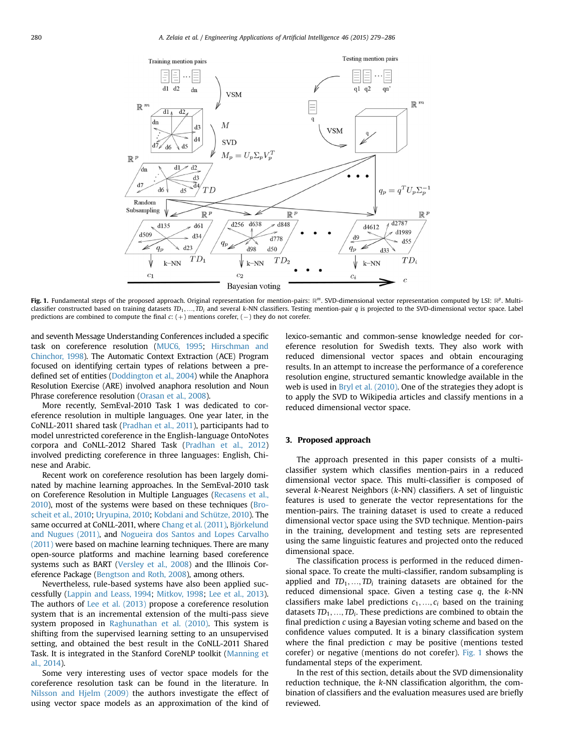**Fig. 1.** Fundamental steps of the proposed approach. Original representation for mention-pairs: $\mathbb{R}^m$. SVD-dimensional vector representation computed by LSI: $\mathbb{R}^p$. Multi-classifier constructed based on training datasets $TD_1, \ldots, TD_i$ and several $k$-NN classifiers. Testing mention-pair $q$ is projected to the SVD-dimensional vector space. Label predictions are combined to compute the final $c$: $(+)$ mentions corefer, $(-)$ they do not corefer.

and seventh Message Understanding Conferences included a specific task on coreference resolution (MUC6, 1995; Hirschman and Chinchor, 1998). The Automatic Context Extraction (ACE) Program focused on identifying certain types of relations between a predefined set of entities (Doddington et al., 2004) while the Anaphora Resolution Exercise (ARE) involved anaphora resolution and Noun Phrase coreference resolution (Orasan et al., 2008).

More recently, SemEval-2010 Task 1 was dedicated to coreference resolution in multiple languages. One year later, in the CoNLL-2011 shared task (Pradhan et al., 2011), participants had to model unrestricted coreference in the English-language OntoNotes corpora and CoNLL-2012 Shared Task (Pradhan et al., 2012) involved predicting coreference in three languages: English, Chinese and Arabic.

Recent work on coreference resolution has been largely dominated by machine learning approaches. In the SemEval-2010 task on Coreference Resolution in Multiple Languages (Recasens et al., 2010), most of the systems were based on these techniques (Broscheit et al., 2010; Uryupina, 2010; Kobdani and Schütze, 2010). The same occurred at CoNLL-2011, where Chang et al. (2011), Björkelund and Nugues (2011), and Nogueira dos Santos and Lopes Carvalho (2011) were based on machine learning techniques. There are many open-source platforms and machine learning based coreference systems such as BART (Versley et al., 2008) and the Illinois Coreference Package (Bengtson and Roth, 2008), among others.

Nevertheless, rule-based systems have also been applied successfully (Lappin and Leass, 1994; Mitkov, 1998; Lee et al., 2013). The authors of Lee et al. (2013) propose a coreference resolution system that is an incremental extension of the multi-pass sieve system proposed in Raghunathan et al. (2010). This system is shifting from the supervised learning setting to an unsupervised setting, and obtained the best result in the CoNLL-2011 Shared Task. It is integrated in the Stanford CoreNLP toolkit (Manning et al., 2014).

Some very interesting uses of vector space models for the coreference resolution task can be found in the literature. In Nilsson and Hjelm (2009) the authors investigate the effect of using vector space models as an approximation of the kind of lexico-semantic and common-sense knowledge needed for coreference resolution for Swedish texts. They also work with reduced dimensional vector spaces and obtain encouraging results. In an attempt to increase the performance of a coreference resolution engine, structured semantic knowledge available in the web is used in Bryl et al. (2010). One of the strategies they adopt is to apply the SVD to Wikipedia articles and classify mentions in a reduced dimensional vector space.

## 3. Proposed approach

The approach presented in this paper consists of a multi-classifier system which classifies mention-pairs in a reduced dimensional vector space. This multi-classifier is composed of several $k$-Nearest Neighbors ($k$-NN) classifiers. A set of linguistic features is used to generate the vector representations for the mention-pairs. The training dataset is used to create a reduced dimensional vector space using the SVD technique. Mention-pairs in the training, development and testing sets are represented using the same linguistic features and projected onto the reduced dimensional space.

The classification process is performed in the reduced dimensional space. To create the multi-classifier, random subsampling is applied and $TD_1, \ldots, TD_i$ training datasets are obtained for the reduced dimensional space. Given a testing case $q$, the $k$-NN classifiers make label predictions $c_1, \ldots, c_i$ based on the training datasets $TD_1, \ldots, TD_i$. These predictions are combined to obtain the final prediction $c$ using a Bayesian voting scheme and based on the confidence values computed. It is a binary classification system where the final prediction $c$ may be positive (mentions tested corefer) or negative (mentions do not corefer). Fig. 1 shows the fundamental steps of the experiment.

In the rest of this section, details about the SVD dimensionality reduction technique, the $k$-NN classification algorithm, the combination of classifiers and the evaluation measures used are briefly reviewed.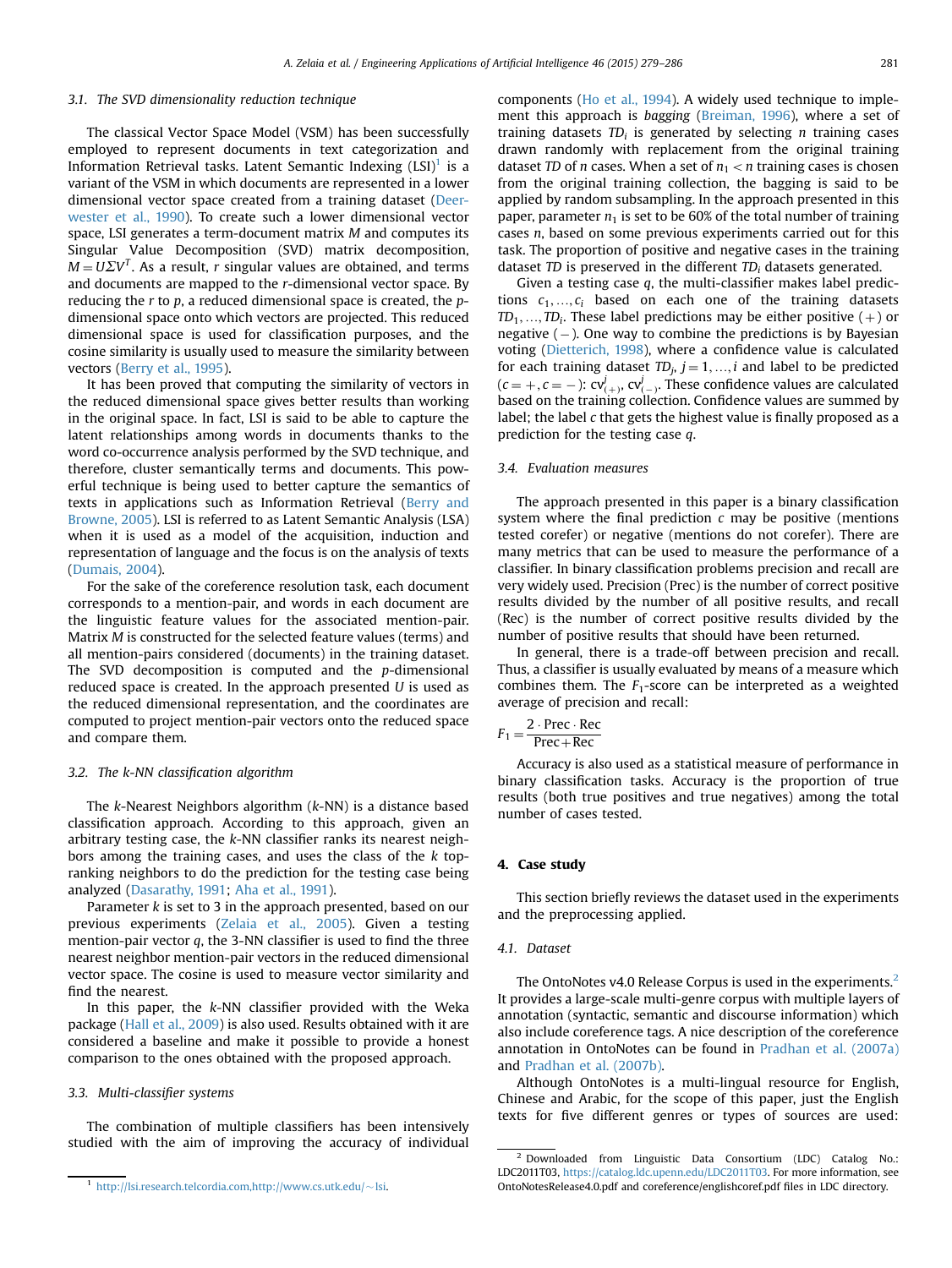### 3.1. The SVD dimensionality reduction technique

The classical Vector Space Model (VSM) has been successfully employed to represent documents in text categorization and Information Retrieval tasks. Latent Semantic Indexing (LSI)[1] is a variant of the VSM in which documents are represented in a lower dimensional vector space created from a training dataset (Deerwester et al., 1990). To create such a lower dimensional vector space, LSI generates a term-document matrix $M$ and computes its Singular Value Decomposition (SVD) matrix decomposition, $M = U\Sigma V^T$. As a result, $r$ singular values are obtained, and terms and documents are mapped to the $r$-dimensional vector space. By reducing the $r$ to $p$, a reduced dimensional space is created, the $p$-dimensional space onto which vectors are projected. This reduced dimensional space is used for classification purposes, and the cosine similarity is usually used to measure the similarity between vectors (Berry et al., 1995).

It has been proved that computing the similarity of vectors in the reduced dimensional space gives better results than working in the original space. In fact, LSI is said to be able to capture the latent relationships among words in documents thanks to the word co-occurrence analysis performed by the SVD technique, and therefore, cluster semantically terms and documents. This powerful technique is being used to better capture the semantics of texts in applications such as Information Retrieval (Berry and Browne, 2005). LSI is referred to as Latent Semantic Analysis (LSA) when it is used as a model of the acquisition, induction and representation of language and the focus is on the analysis of texts (Dumais, 2004).

For the sake of the coreference resolution task, each document corresponds to a mention-pair, and words in each document are the linguistic feature values for the associated mention-pair. Matrix $M$ is constructed for the selected feature values (terms) and all mention-pairs considered (documents) in the training dataset. The SVD decomposition is computed and the $p$-dimensional reduced space is created. In the approach presented $U$ is used as the reduced dimensional representation, and the coordinates are computed to project mention-pair vectors onto the reduced space and compare them.

### 3.2. The k-NN classification algorithm

The $k$-Nearest Neighbors algorithm ($k$-NN) is a distance based classification approach. According to this approach, given an arbitrary testing case, the $k$-NN classifier ranks its nearest neighbors among the training cases, and uses the class of the $k$ top-ranking neighbors to do the prediction for the testing case being analyzed (Dasarathy, 1991; Aha et al., 1991).

Parameter $k$ is set to 3 in the approach presented, based on our previous experiments (Zelaia et al., 2005). Given a testing mention-pair vector $q$, the 3-NN classifier is used to find the three nearest neighbor mention-pair vectors in the reduced dimensional vector space. The cosine is used to measure vector similarity and find the nearest.

In this paper, the $k$-NN classifier provided with the Weka package (Hall et al., 2009) is also used. Results obtained with it are considered a baseline and make it possible to provide a honest comparison to the ones obtained with the proposed approach.

### 3.3. Multi-classifier systems

The combination of multiple classifiers has been intensively studied with the aim of improving the accuracy of individual components (Ho et al., 1994). A widely used technique to implement this approach is *bagging* (Breiman, 1996), where a set of training datasets $TD_i$ is generated by selecting $n$ training cases drawn randomly with replacement from the original training dataset $TD$ of $n$ cases. When a set of $n_1 < n$ training cases is chosen from the original training collection, the bagging is said to be applied by random subsampling. In the approach presented in this paper, parameter $n_1$ is set to be 60% of the total number of training cases $n$, based on some previous experiments carried out for this task. The proportion of positive and negative cases in the training dataset $TD$ is preserved in the different $TD_i$ datasets generated.

Given a testing case $q$, the multi-classifier makes label predictions $c_1, \ldots, c_i$ based on each one of the training datasets $TD_1, \ldots, TD_i$. These label predictions may be either positive $(+)$ or negative $(-)$. One way to combine the predictions is by Bayesian voting (Dietterich, 1998), where a confidence value is calculated for each training dataset $TD_j$, $j = 1, \ldots, i$ and label to be predicted ($c = +, c = -$): $cv^j_{(+)}$, $cv^j_{(-)}$. These confidence values are calculated based on the training collection. Confidence values are summed by label; the label $c$ that gets the highest value is finally proposed as a prediction for the testing case $q$.

### 3.4. Evaluation measures

The approach presented in this paper is a binary classification system where the final prediction $c$ may be positive (mentions tested corefer) or negative (mentions do not corefer). There are many metrics that can be used to measure the performance of a classifier. In binary classification problems precision and recall are very widely used. Precision (Prec) is the number of correct positive results divided by the number of all positive results, and recall (Rec) is the number of correct positive results divided by the number of positive results that should have been returned.

In general, there is a trade-off between precision and recall. Thus, a classifier is usually evaluated by means of a measure which combines them. The $F_1$-score can be interpreted as a weighted average of precision and recall:

$$F_1 = \frac{2 \cdot \text{Prec} \cdot \text{Rec}}{\text{Prec} + \text{Rec}}$$

Accuracy is also used as a statistical measure of performance in binary classification tasks. Accuracy is the proportion of true results (both true positives and true negatives) among the total number of cases tested.

## 4. Case study

This section briefly reviews the dataset used in the experiments and the preprocessing applied.

### 4.1. Dataset

The OntoNotes v4.0 Release Corpus is used in the experiments.[2] It provides a large-scale multi-genre corpus with multiple layers of annotation (syntactic, semantic and discourse information) which also include coreference tags. A nice description of the coreference annotation in OntoNotes can be found in Pradhan et al. (2007a) and Pradhan et al. (2007b).

Although OntoNotes is a multi-lingual resource for English, Chinese and Arabic, for the scope of this paper, just the English texts for five different genres or types of sources are used:

---

[1] http://lsi.research.telcordia.com,http://www.cs.utk.edu/~lsi.

[2] Downloaded from Linguistic Data Consortium (LDC) Catalog No.: LDC2011T03, https://catalog.ldc.upenn.edu/LDC2011T03. For more information, see OntoNotesRelease4.0.pdf and coreference/englishcoref.pdf files in LDC directory.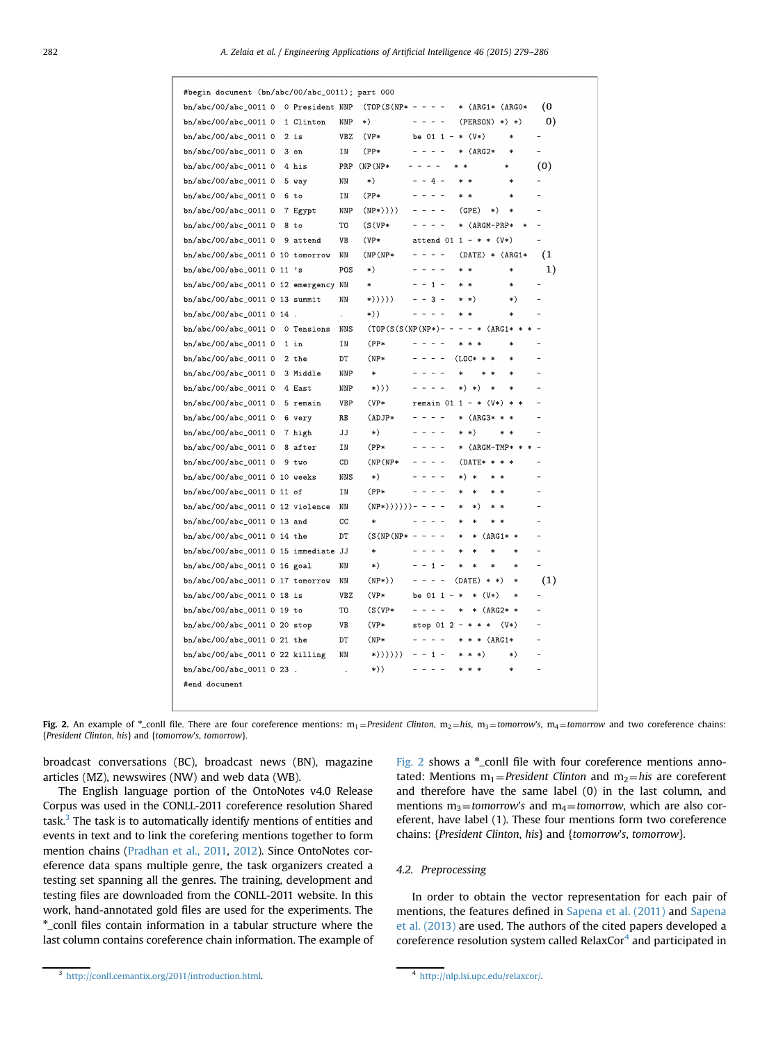```
#begin document (bn/abc/00/abc_0011); part 000
bn/abc/00/abc_0011 0  0 President NNP  (TOP(S(NP* - - - -   * (ARG1* (ARG0*    (0
bn/abc/00/abc_0011 0  1 Clinton   NNP  *)          - - - -   (PERSON) *) *)     0)
bn/abc/00/abc_0011 0  2 is        VBZ  (VP*        be 01 1 - * (V*)     *       -
bn/abc/00/abc_0011 0  3 on        IN   (PP*        - - - -   * (ARG2*   *       -
bn/abc/00/abc_0011 0  4 his       PRP  (NP(NP*     - - - -   * *        *       (0)
bn/abc/00/abc_0011 0  5 way       NN   *)          - - 4 -   * *        *       -
bn/abc/00/abc_0011 0  6 to        IN   (PP*        - - - -   * *        *       -
bn/abc/00/abc_0011 0  7 Egypt     NNP  (NP*))))    - - - -   (GPE)  *)  *       -
bn/abc/00/abc_0011 0  8 to        TO   (S(VP*      - - - -   * (ARGM-PRP*  *    -
bn/abc/00/abc_0011 0  9 attend    VB   (VP*        attend 01 1 - * * (V*)       -
bn/abc/00/abc_0011 0 10 tomorrow  NN   (NP(NP*     - - - -   (DATE) * (ARG1*    (1
bn/abc/00/abc_0011 0 11 's        POS  *)          - - - -   * *        *       1)
bn/abc/00/abc_0011 0 12 emergency NN   *           - - 1 -   * *        *       -
bn/abc/00/abc_0011 0 13 summit    NN   *)))))      - - 3 -   * *)       *)      -
bn/abc/00/abc_0011 0 14 .         .    *))         - - - -   * *        *       -
bn/abc/00/abc_0011 0  0 Tensions  NNS  (TOP(S(S(NP(NP*)- - - - * (ARG1* * * -
bn/abc/00/abc_0011 0  1 in        IN   (PP*        - - - -   * * *      *       -
bn/abc/00/abc_0011 0  2 the       DT   (NP*        - - - -   (LOC* * *  *       -
bn/abc/00/abc_0011 0  3 Middle    NNP  *           - - - -   *   * *    *       -
bn/abc/00/abc_0011 0  4 East      NNP  *)))        - - - -   *) *)  *   *       -
bn/abc/00/abc_0011 0  5 remain    VBP  (VP*        remain 01 1 - * (V*) * *     -
bn/abc/00/abc_0011 0  6 very      RB   (ADJP*      - - - -   * (ARG3* * *       -
bn/abc/00/abc_0011 0  7 high      JJ   *)          - - - -   * *)       * *     -
bn/abc/00/abc_0011 0  8 after     IN   (PP*        - - - -   * (ARGM-TMP* * * -
bn/abc/00/abc_0011 0  9 two       CD   (NP(NP*     - - - -   (DATE* * * *       -
bn/abc/00/abc_0011 0 10 weeks     NNS  *)          - - - -   *) *   * *         -
bn/abc/00/abc_0011 0 11 of        IN   (PP*        - - - -   *  *   * *         -
bn/abc/00/abc_0011 0 12 violence  NN   (NP*))))))- - - -    *  *)  * *         -
bn/abc/00/abc_0011 0 13 and       CC   *           - - - -   *  *   * *         -
bn/abc/00/abc_0011 0 14 the       DT   (S(NP(NP* - - - -     *  * (ARG1* *      -
bn/abc/00/abc_0011 0 15 immediate JJ   *           - - - -   *  *   *   *       -
bn/abc/00/abc_0011 0 16 goal      NN   *)          - - 1 -   *  *   *   *       -
bn/abc/00/abc_0011 0 17 tomorrow  NN   (NP*))      - - - -   (DATE) * *)  *     (1)
bn/abc/00/abc_0011 0 18 is        VBZ  (VP*        be 01 1 - *  * (V*)  *       -
bn/abc/00/abc_0011 0 19 to        TO   (S(VP*      - - - -   *  * (ARG2* *      -
bn/abc/00/abc_0011 0 20 stop      VB   (VP*        stop 01 2 - * * *  (V*)      -
bn/abc/00/abc_0011 0 21 the       DT   (NP*        - - - -   * * * (ARG1*       -
bn/abc/00/abc_0011 0 22 killing   NN   *))))))     - - 1 -   * * *)     *)      -
bn/abc/00/abc_0011 0 23 .         .    *))         - - - -   * * *      *       -
#end document
```

**Fig. 2.** An example of *_conll file. There are four coreference mentions: $m_1$=*President Clinton*, $m_2$=*his*, $m_3$=*tomorrow's*, $m_4$=*tomorrow* and two coreference chains: {*President Clinton*, *his*} and {*tomorrow's*, *tomorrow*}.

broadcast conversations (BC), broadcast news (BN), magazine articles (MZ), newswires (NW) and web data (WB).

The English language portion of the OntoNotes v4.0 Release Corpus was used in the CONLL-2011 coreference resolution Shared task.[3] The task is to automatically identify mentions of entities and events in text and to link the corefering mentions together to form mention chains (Pradhan et al., 2011, 2012). Since OntoNotes coreference data spans multiple genre, the task organizers created a testing set spanning all the genres. The training, development and testing files are downloaded from the CONLL-2011 website. In this work, hand-annotated gold files are used for the experiments. The *_conll files contain information in a tabular structure where the last column contains coreference chain information. The example of Fig. 2 shows a *_conll file with four coreference mentions annotated: Mentions $m_1$=*President Clinton* and $m_2$=*his* are coreferent and therefore have the same label (0) in the last column, and mentions $m_3$=*tomorrow's* and $m_4$=*tomorrow*, which are also coreferent, have label (1). These four mentions form two coreference chains: {*President Clinton*, *his*} and {*tomorrow's*, *tomorrow*}.

### 4.2. Preprocessing

In order to obtain the vector representation for each pair of mentions, the features defined in Sapena et al. (2011) and Sapena et al. (2013) are used. The authors of the cited papers developed a coreference resolution system called RelaxCor[4] and participated in

[3] http://conll.cemantix.org/2011/introduction.html.

[4] http://nlp.lsi.upc.edu/relaxcor/.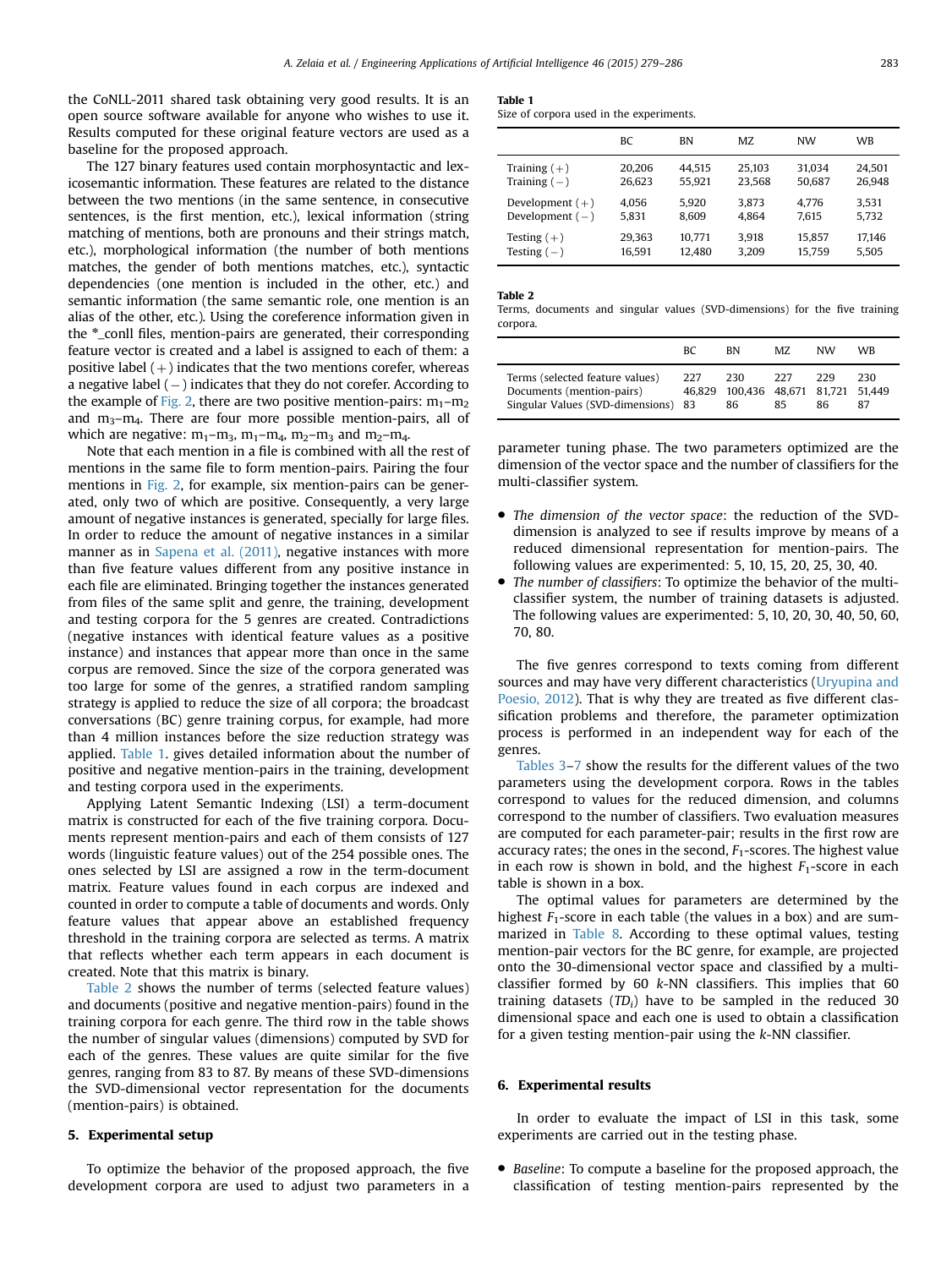the CoNLL-2011 shared task obtaining very good results. It is an open source software available for anyone who wishes to use it. Results computed for these original feature vectors are used as a baseline for the proposed approach.

The 127 binary features used contain morphosyntactic and lexicosemantic information. These features are related to the distance between the two mentions (in the same sentence, in consecutive sentences, is the first mention, etc.), lexical information (string matching of mentions, both are pronouns and their strings match, etc.), morphological information (the number of both mentions matches, the gender of both mentions matches, etc.), syntactic dependencies (one mention is included in the other, etc.) and semantic information (the same semantic role, one mention is an alias of the other, etc.). Using the coreference information given in the *_conll files, mention-pairs are generated, their corresponding feature vector is created and a label is assigned to each of them: a positive label (+) indicates that the two mentions corefer, whereas a negative label (−) indicates that they do not corefer. According to the example of Fig. 2, there are two positive mention-pairs: $m_1$–$m_2$ and $m_3$–$m_4$. There are four more possible mention-pairs, all of which are negative: $m_1$–$m_3$, $m_1$–$m_4$, $m_2$–$m_3$ and $m_2$–$m_4$.

Note that each mention in a file is combined with all the rest of mentions in the same file to form mention-pairs. Pairing the four mentions in Fig. 2, for example, six mention-pairs can be generated, only two of which are positive. Consequently, a very large amount of negative instances is generated, specially for large files. In order to reduce the amount of negative instances in a similar manner as in Sapena et al. (2011), negative instances with more than five feature values different from any positive instance in each file are eliminated. Bringing together the instances generated from files of the same split and genre, the training, development and testing corpora for the 5 genres are created. Contradictions (negative instances with identical feature values as a positive instance) and instances that appear more than once in the same corpus are removed. Since the size of the corpora generated was too large for some of the genres, a stratified random sampling strategy is applied to reduce the size of all corpora; the broadcast conversations (BC) genre training corpus, for example, had more than 4 million instances before the size reduction strategy was applied. Table 1. gives detailed information about the number of positive and negative mention-pairs in the training, development and testing corpora used in the experiments.

Applying Latent Semantic Indexing (LSI) a term-document matrix is constructed for each of the five training corpora. Documents represent mention-pairs and each of them consists of 127 words (linguistic feature values) out of the 254 possible ones. The ones selected by LSI are assigned a row in the term-document matrix. Feature values found in each corpus are indexed and counted in order to compute a table of documents and words. Only feature values that appear above an established frequency threshold in the training corpora are selected as terms. A matrix that reflects whether each term appears in each document is created. Note that this matrix is binary.

Table 2 shows the number of terms (selected feature values) and documents (positive and negative mention-pairs) found in the training corpora for each genre. The third row in the table shows the number of singular values (dimensions) computed by SVD for each of the genres. These values are quite similar for the five genres, ranging from 83 to 87. By means of these SVD-dimensions the SVD-dimensional vector representation for the documents (mention-pairs) is obtained.

## 5. Experimental setup

To optimize the behavior of the proposed approach, the five development corpora are used to adjust two parameters in a parameter tuning phase. The two parameters optimized are the dimension of the vector space and the number of classifiers for the multi-classifier system.

**Table 1**
Size of corpora used in the experiments.

| | BC | BN | MZ | NW | WB |
|---|---|---|---|---|---|
| Training (+) | 20,206 | 44,515 | 25,103 | 31,034 | 24,501 |
| Training (−) | 26,623 | 55,921 | 23,568 | 50,687 | 26,948 |
| Development (+) | 4,056 | 5,920 | 3,873 | 4,776 | 3,531 |
| Development (−) | 5,831 | 8,609 | 4,864 | 7,615 | 5,732 |
| Testing (+) | 29,363 | 10,771 | 3,918 | 15,857 | 17,146 |
| Testing (−) | 16,591 | 12,480 | 3,209 | 15,759 | 5,505 |

**Table 2**
Terms, documents and singular values (SVD-dimensions) for the five training corpora.

| | BC | BN | MZ | NW | WB |
|---|---|---|---|---|---|
| Terms (selected feature values) | 227 | 230 | 227 | 229 | 230 |
| Documents (mention-pairs) | 46,829 | 100,436 | 48,671 | 81,721 | 51,449 |
| Singular Values (SVD-dimensions) | 83 | 86 | 85 | 86 | 87 |

- *The dimension of the vector space*: the reduction of the SVD-dimension is analyzed to see if results improve by means of a reduced dimensional representation for mention-pairs. The following values are experimented: 5, 10, 15, 20, 25, 30, 40.
- *The number of classifiers*: To optimize the behavior of the multi-classifier system, the number of training datasets is adjusted. The following values are experimented: 5, 10, 20, 30, 40, 50, 60, 70, 80.

The five genres correspond to texts coming from different sources and may have very different characteristics (Uryupina and Poesio, 2012). That is why they are treated as five different classification problems and therefore, the parameter optimization process is performed in an independent way for each of the genres.

Tables 3–7 show the results for the different values of the two parameters using the development corpora. Rows in the tables correspond to values for the reduced dimension, and columns correspond to the number of classifiers. Two evaluation measures are computed for each parameter-pair; results in the first row are accuracy rates; the ones in the second, $F_1$-scores. The highest value in each row is shown in bold, and the highest $F_1$-score in each table is shown in a box.

The optimal values for parameters are determined by the highest $F_1$-score in each table (the values in a box) and are summarized in Table 8. According to these optimal values, testing mention-pair vectors for the BC genre, for example, are projected onto the 30-dimensional vector space and classified by a multi-classifier formed by 60 $k$-NN classifiers. This implies that 60 training datasets ($TD_i$) have to be sampled in the reduced 30 dimensional space and each one is used to obtain a classification for a given testing mention-pair using the $k$-NN classifier.

## 6. Experimental results

In order to evaluate the impact of LSI in this task, some experiments are carried out in the testing phase.

- *Baseline*: To compute a baseline for the proposed approach, the classification of testing mention-pairs represented by the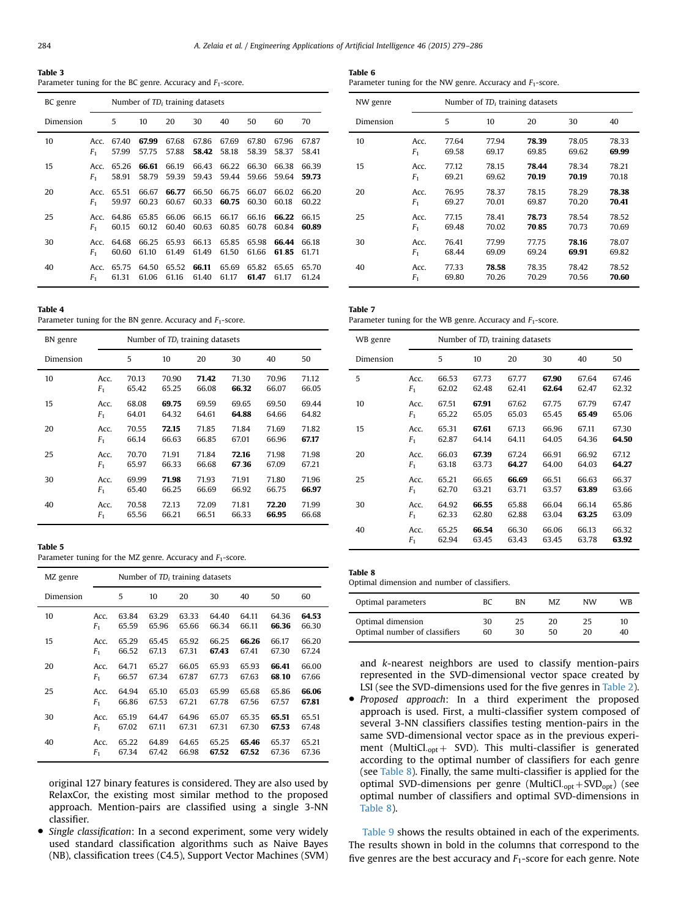**Table 3**
Parameter tuning for the BC genre. Accuracy and $F_1$-score.

| BC genre | | Number of $TD_i$ training datasets | | | | | | | |
|---|---|---|---|---|---|---|---|---|---|
| Dimension | | 5 | 10 | 20 | 30 | 40 | 50 | 60 | 70 |
| 10 | Acc. | 67.40 | **67.99** | 67.68 | 67.86 | 67.69 | 67.80 | 67.96 | 67.87 |
| | $F_1$ | 57.99 | 57.75 | 57.88 | **58.42** | 58.18 | 58.39 | 58.37 | 58.41 |
| 15 | Acc. | 65.26 | **66.61** | 66.19 | 66.43 | 66.22 | 66.30 | 66.38 | 66.39 |
| | $F_1$ | 58.91 | 58.79 | 59.39 | 59.43 | 59.44 | 59.66 | 59.64 | **59.73** |
| 20 | Acc. | 65.51 | 66.67 | **66.77** | 66.50 | 66.75 | 66.07 | 66.02 | 66.20 |
| | $F_1$ | 59.97 | 60.23 | 60.67 | 60.33 | **60.75** | 60.30 | 60.18 | 60.22 |
| 25 | Acc. | 64.86 | 65.85 | 66.06 | 66.15 | 66.17 | 66.16 | **66.22** | 66.15 |
| | $F_1$ | 60.15 | 60.12 | 60.40 | 60.63 | 60.85 | 60.78 | 60.84 | **60.89** |
| 30 | Acc. | 64.68 | 66.25 | 65.93 | 66.13 | 65.85 | 65.98 | **66.44** | 66.18 |
| | $F_1$ | 60.60 | 61.10 | 61.49 | 61.49 | 61.50 | 61.66 | **61.85** | 61.71 |
| 40 | Acc. | 65.75 | 64.50 | 65.52 | **66.11** | 65.69 | 65.82 | 65.65 | 65.70 |
| | $F_1$ | 61.31 | 61.06 | 61.16 | 61.40 | 61.17 | **61.47** | 61.17 | 61.24 |

**Table 4**
Parameter tuning for the BN genre. Accuracy and $F_1$-score.

| BN genre | | Number of $TD_i$ training datasets | | | | | |
|---|---|---|---|---|---|---|---|
| Dimension | | 5 | 10 | 20 | 30 | 40 | 50 |
| 10 | Acc. | 70.13 | 70.90 | **71.42** | 71.30 | 70.96 | 71.12 |
| | $F_1$ | 65.42 | 65.25 | 66.08 | **66.32** | 66.07 | 66.05 |
| 15 | Acc. | 68.08 | **69.75** | 69.59 | 69.65 | 69.50 | 69.44 |
| | $F_1$ | 64.01 | 64.32 | 64.61 | **64.88** | 64.66 | 64.82 |
| 20 | Acc. | 70.55 | **72.15** | 71.85 | 71.84 | 71.69 | 71.82 |
| | $F_1$ | 66.14 | 66.63 | 66.85 | 67.01 | 66.96 | **67.17** |
| 25 | Acc. | 70.70 | 71.91 | 71.84 | **72.16** | 71.98 | 71.98 |
| | $F_1$ | 65.97 | 66.33 | 66.68 | **67.36** | 67.09 | 67.21 |
| 30 | Acc. | 69.99 | **71.98** | 71.93 | 71.91 | 71.80 | 71.96 |
| | $F_1$ | 65.40 | 66.25 | 66.69 | 66.92 | 66.75 | **66.97** |
| 40 | Acc. | 70.58 | 72.13 | 72.09 | 71.81 | **72.20** | 71.99 |
| | $F_1$ | 65.56 | 66.21 | 66.51 | 66.33 | **66.95** | 66.68 |

**Table 5**
Parameter tuning for the MZ genre. Accuracy and $F_1$-score.

| MZ genre | | Number of $TD_i$ training datasets | | | | | | |
|---|---|---|---|---|---|---|---|---|
| Dimension | | 5 | 10 | 20 | 30 | 40 | 50 | 60 |
| 10 | Acc. | 63.84 | 63.29 | 63.33 | 64.40 | 64.11 | 64.36 | **64.53** |
| | $F_1$ | 65.59 | 65.96 | 65.66 | 66.34 | 66.11 | **66.36** | 66.30 |
| 15 | Acc. | 65.29 | 65.45 | 65.92 | 66.25 | **66.26** | 66.17 | 66.20 |
| | $F_1$ | 66.52 | 67.13 | 67.31 | **67.43** | 67.41 | 67.30 | 67.24 |
| 20 | Acc. | 64.71 | 65.27 | 66.05 | 65.93 | 65.93 | **66.41** | 66.00 |
| | $F_1$ | 66.57 | 67.34 | 67.87 | 67.73 | 67.63 | **68.10** | 67.66 |
| 25 | Acc. | 64.94 | 65.10 | 65.03 | 65.99 | 65.68 | 65.86 | **66.06** |
| | $F_1$ | 66.86 | 67.53 | 67.21 | 67.78 | 67.56 | 67.57 | **67.81** |
| 30 | Acc. | 65.19 | 64.47 | 64.96 | 65.07 | 65.35 | **65.51** | 65.51 |
| | $F_1$ | 67.02 | 67.11 | 67.31 | 67.31 | 67.30 | **67.53** | 67.48 |
| 40 | Acc. | 65.22 | 64.89 | 64.65 | 65.25 | **65.46** | 65.37 | 65.21 |
| | $F_1$ | 67.34 | 67.42 | 66.98 | **67.52** | **67.52** | 67.36 | 67.36 |

original 127 binary features is considered. They are also used by RelaxCor, the existing most similar method to the proposed approach. Mention-pairs are classified using a single 3-NN classifier.

- *Single classification*: In a second experiment, some very widely used standard classification algorithms such as Naive Bayes (NB), classification trees (C4.5), Support Vector Machines (SVM) and $k$-nearest neighbors are used to classify mention-pairs represented in the SVD-dimensional vector space created by LSI (see the SVD-dimensions used for the five genres in Table 2).
- *Proposed approach*: In a third experiment the proposed approach is used. First, a multi-classifier system composed of several 3-NN classifiers classifies testing mention-pairs in the same SVD-dimensional vector space as in the previous experiment ($\text{MultiCl.}_{\text{opt}}+$ SVD). This multi-classifier is generated according to the optimal number of classifiers for each genre (see Table 8). Finally, the same multi-classifier is applied for the optimal SVD-dimensions per genre ($\text{MultiCl.}_{\text{opt}}+\text{SVD}_{\text{opt}}$) (see optimal number of classifiers and optimal SVD-dimensions in Table 8).

**Table 6**
Parameter tuning for the NW genre. Accuracy and $F_1$-score.

| NW genre | | Number of $TD_i$ training datasets | | | | |
|---|---|---|---|---|---|---|
| Dimension | | 5 | 10 | 20 | 30 | 40 |
| 10 | Acc. | 77.64 | 77.94 | **78.39** | 78.05 | 78.33 |
| | $F_1$ | 69.58 | 69.17 | 69.85 | 69.62 | **69.99** |
| 15 | Acc. | 77.12 | 78.15 | **78.44** | 78.34 | 78.21 |
| | $F_1$ | 69.21 | 69.62 | **70.19** | **70.19** | 70.18 |
| 20 | Acc. | 76.95 | 78.37 | 78.15 | 78.29 | **78.38** |
| | $F_1$ | 69.27 | 70.01 | 69.87 | 70.20 | **70.41** |
| 25 | Acc. | 77.15 | 78.41 | **78.73** | 78.54 | 78.52 |
| | $F_1$ | 69.48 | 70.02 | **70.85** | 70.73 | 70.69 |
| 30 | Acc. | 76.41 | 77.99 | 77.75 | **78.16** | 78.07 |
| | $F_1$ | 68.44 | 69.09 | 69.24 | **69.91** | 69.82 |
| 40 | Acc. | 77.33 | **78.58** | 78.35 | 78.42 | 78.52 |
| | $F_1$ | 69.80 | 70.26 | 70.29 | 70.56 | **70.60** |

**Table 7**
Parameter tuning for the WB genre. Accuracy and $F_1$-score.

| WB genre | | Number of $TD_i$ training datasets | | | | | |
|---|---|---|---|---|---|---|---|
| Dimension | | 5 | 10 | 20 | 30 | 40 | 50 |
| 5 | Acc. | 66.53 | 67.73 | 67.77 | **67.90** | 67.64 | 67.46 |
| | $F_1$ | 62.02 | 62.48 | 62.41 | **62.64** | 62.47 | 62.32 |
| 10 | Acc. | 67.51 | **67.91** | 67.62 | 67.75 | 67.79 | 67.47 |
| | $F_1$ | 65.22 | 65.05 | 65.03 | 65.45 | **65.49** | 65.06 |
| 15 | Acc. | 65.31 | **67.61** | 67.13 | 66.96 | 67.11 | 67.30 |
| | $F_1$ | 62.87 | 64.14 | 64.11 | 64.05 | 64.36 | **64.50** |
| 20 | Acc. | 66.03 | **67.39** | 67.24 | 66.91 | 66.92 | 67.12 |
| | $F_1$ | 63.18 | 63.73 | **64.27** | 64.00 | 64.03 | **64.27** |
| 25 | Acc. | 65.21 | 66.65 | **66.69** | 66.51 | 66.63 | 66.37 |
| | $F_1$ | 62.70 | 63.21 | 63.71 | 63.57 | **63.89** | 63.66 |
| 30 | Acc. | 64.92 | **66.55** | 65.88 | 66.04 | 66.14 | 65.86 |
| | $F_1$ | 62.33 | 62.80 | 62.88 | 63.04 | **63.25** | 63.09 |
| 40 | Acc. | 65.25 | **66.54** | 66.30 | 66.06 | 66.13 | 66.32 |
| | $F_1$ | 62.94 | 63.45 | 63.43 | 63.45 | 63.78 | **63.92** |

**Table 8**
Optimal dimension and number of classifiers.

| Optimal parameters | BC | BN | MZ | NW | WB |
|---|---|---|---|---|---|
| Optimal dimension | 30 | 25 | 20 | 25 | 10 |
| Optimal number of classifiers | 60 | 30 | 50 | 20 | 40 |

Table 9 shows the results obtained in each of the experiments. The results shown in bold in the columns that correspond to the five genres are the best accuracy and $F_1$-score for each genre. Note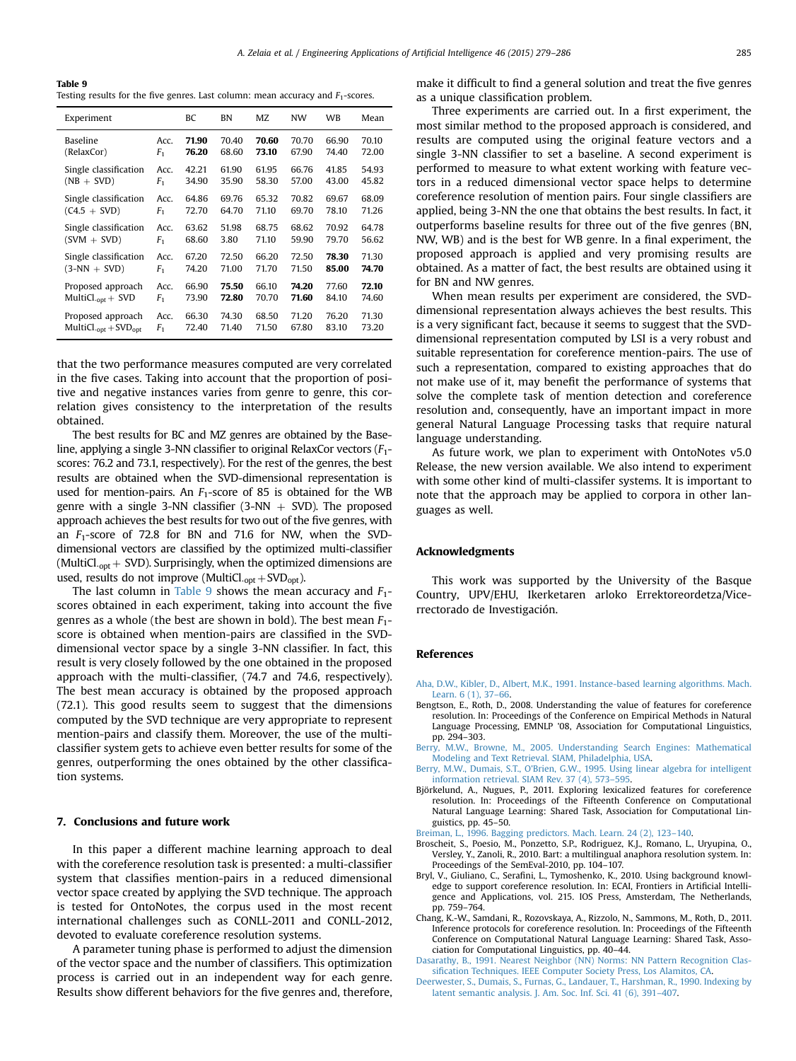**Table 9**
Testing results for the five genres. Last column: mean accuracy and $F_1$-scores.

| Experiment | | BC | BN | MZ | NW | WB | Mean |
|---|---|---|---|---|---|---|---|
| Baseline | Acc. | **71.90** | 70.40 | **70.60** | 70.70 | 66.90 | 70.10 |
| (RelaxCor) | $F_1$ | **76.20** | 68.60 | **73.10** | 67.90 | 74.40 | 72.00 |
| Single classification | Acc. | 42.21 | 61.90 | 61.95 | 66.76 | 41.85 | 54.93 |
| (NB + SVD) | $F_1$ | 34.90 | 35.90 | 58.30 | 57.00 | 43.00 | 45.82 |
| Single classification | Acc. | 64.86 | 69.76 | 65.32 | 70.82 | 69.67 | 68.09 |
| (C4.5 + SVD) | $F_1$ | 72.70 | 64.70 | 71.10 | 69.70 | 78.10 | 71.26 |
| Single classification | Acc. | 63.62 | 51.98 | 68.75 | 68.62 | 70.92 | 64.78 |
| (SVM + SVD) | $F_1$ | 68.60 | 3.80 | 71.10 | 59.90 | 79.70 | 56.62 |
| Single classification | Acc. | 67.20 | 72.50 | 66.20 | 72.50 | **78.30** | 71.30 |
| (3-NN + SVD) | $F_1$ | 74.20 | 71.00 | 71.70 | 71.50 | **85.00** | **74.70** |
| Proposed approach | Acc. | 66.90 | **75.50** | 66.10 | **74.20** | 77.60 | **72.10** |
| $\text{MultiCl}_{\text{opt}}$ + SVD | $F_1$ | 73.90 | **72.80** | 70.70 | **71.60** | 84.10 | 74.60 |
| Proposed approach | Acc. | 66.30 | 74.30 | 68.50 | 71.20 | 76.20 | 71.30 |
| $\text{MultiCl}_{\text{opt}}+\text{SVD}_{\text{opt}}$ | $F_1$ | 72.40 | 71.40 | 71.50 | 67.80 | 83.10 | 73.20 |

that the two performance measures computed are very correlated in the five cases. Taking into account that the proportion of positive and negative instances varies from genre to genre, this correlation gives consistency to the interpretation of the results obtained.

The best results for BC and MZ genres are obtained by the Baseline, applying a single 3-NN classifier to original RelaxCor vectors ($F_1$-scores: 76.2 and 73.1, respectively). For the rest of the genres, the best results are obtained when the SVD-dimensional representation is used for mention-pairs. An $F_1$-score of 85 is obtained for the WB genre with a single 3-NN classifier (3-NN + SVD). The proposed approach achieves the best results for two out of the five genres, with an $F_1$-score of 72.8 for BN and 71.6 for NW, when the SVD-dimensional vectors are classified by the optimized multi-classifier ($\text{MultiCl}_{\text{opt}}$ + SVD). Surprisingly, when the optimized dimensions are used, results do not improve ($\text{MultiCl}_{\text{opt}}+\text{SVD}_{\text{opt}}$).

The last column in Table 9 shows the mean accuracy and $F_1$-scores obtained in each experiment, taking into account the five genres as a whole (the best are shown in bold). The best mean $F_1$-score is obtained when mention-pairs are classified in the SVD-dimensional vector space by a single 3-NN classifier. In fact, this result is very closely followed by the one obtained in the proposed approach with the multi-classifier, (74.7 and 74.6, respectively). The best mean accuracy is obtained by the proposed approach (72.1). This good results seem to suggest that the dimensions computed by the SVD technique are very appropriate to represent mention-pairs and classify them. Moreover, the use of the multi-classifier system gets to achieve even better results for some of the genres, outperforming the ones obtained by the other classification systems.

## 7. Conclusions and future work

In this paper a different machine learning approach to deal with the coreference resolution task is presented: a multi-classifier system that classifies mention-pairs in a reduced dimensional vector space created by applying the SVD technique. The approach is tested for OntoNotes, the corpus used in the most recent international challenges such as CONLL-2011 and CONLL-2012, devoted to evaluate coreference resolution systems.

A parameter tuning phase is performed to adjust the dimension of the vector space and the number of classifiers. This optimization process is carried out in an independent way for each genre. Results show different behaviors for the five genres and, therefore, make it difficult to find a general solution and treat the five genres as a unique classification problem.

Three experiments are carried out. In a first experiment, the most similar method to the proposed approach is considered, and results are computed using the original feature vectors and a single 3-NN classifier to set a baseline. A second experiment is performed to measure to what extent working with feature vectors in a reduced dimensional vector space helps to determine coreference resolution of mention pairs. Four single classifiers are applied, being 3-NN the one that obtains the best results. In fact, it outperforms baseline results for three out of the five genres (BN, NW, WB) and is the best for WB genre. In a final experiment, the proposed approach is applied and very promising results are obtained. As a matter of fact, the best results are obtained using it for BN and NW genres.

When mean results per experiment are considered, the SVD-dimensional representation always achieves the best results. This is a very significant fact, because it seems to suggest that the SVD-dimensional representation computed by LSI is a very robust and suitable representation for coreference mention-pairs. The use of such a representation, compared to existing approaches that do not make use of it, may benefit the performance of systems that solve the complete task of mention detection and coreference resolution and, consequently, have an important impact in more general Natural Language Processing tasks that require natural language understanding.

As future work, we plan to experiment with OntoNotes v5.0 Release, the new version available. We also intend to experiment with some other kind of multi-classifer systems. It is important to note that the approach may be applied to corpora in other languages as well.

## Acknowledgments

This work was supported by the University of the Basque Country, UPV/EHU, Ikerketaren arloko Errektoreordetza/Vicerrectorado de Investigación.

## References

Aha, D.W., Kibler, D., Albert, M.K., 1991. Instance-based learning algorithms. Mach. Learn. 6 (1), 37–66.

Bengtson, E., Roth, D., 2008. Understanding the value of features for coreference resolution. In: Proceedings of the Conference on Empirical Methods in Natural Language Processing, EMNLP '08, Association for Computational Linguistics, pp. 294–303.

Berry, M.W., Browne, M., 2005. Understanding Search Engines: Mathematical Modeling and Text Retrieval. SIAM, Philadelphia, USA.

Berry, M.W., Dumais, S.T., O'Brien, G.W., 1995. Using linear algebra for intelligent information retrieval. SIAM Rev. 37 (4), 573–595.

Björkelund, A., Nugues, P., 2011. Exploring lexicalized features for coreference resolution. In: Proceedings of the Fifteenth Conference on Computational Natural Language Learning: Shared Task, Association for Computational Linguistics, pp. 45–50.

Breiman, L., 1996. Bagging predictors. Mach. Learn. 24 (2), 123–140.

Broscheit, S., Poesio, M., Ponzetto, S.P., Rodriguez, K.J., Romano, L., Uryupina, O., Versley, Y., Zanoli, R., 2010. Bart: a multilingual anaphora resolution system. In: Proceedings of the SemEval-2010, pp. 104–107.

Bryl, V., Giuliano, C., Serafini, L., Tymoshenko, K., 2010. Using background knowledge to support coreference resolution. In: ECAI, Frontiers in Artificial Intelligence and Applications, vol. 215. IOS Press, Amsterdam, The Netherlands, pp. 759–764.

Chang, K.-W., Samdani, R., Rozovskaya, A., Rizzolo, N., Sammons, M., Roth, D., 2011. Inference protocols for coreference resolution. In: Proceedings of the Fifteenth Conference on Computational Natural Language Learning: Shared Task, Association for Computational Linguistics, pp. 40–44.

Dasarathy, B., 1991. Nearest Neighbor (NN) Norms: NN Pattern Recognition Classification Techniques. IEEE Computer Society Press, Los Alamitos, CA.

Deerwester, S., Dumais, S., Furnas, G., Landauer, T., Harshman, R., 1990. Indexing by latent semantic analysis. J. Am. Soc. Inf. Sci. 41 (6), 391–407.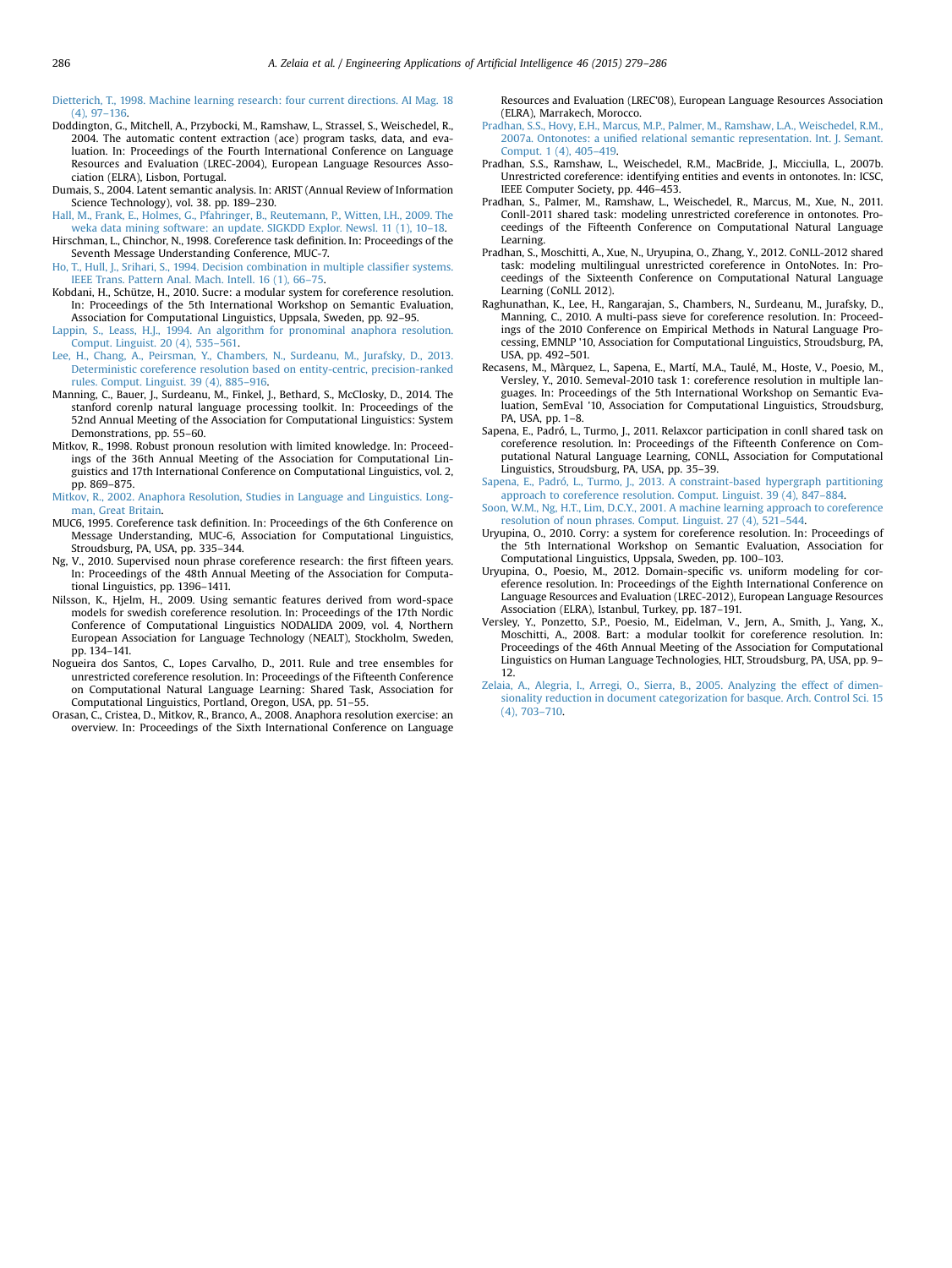Dietterich, T., 1998. Machine learning research: four current directions. AI Mag. 18 (4), 97–136.

Doddington, G., Mitchell, A., Przybocki, M., Ramshaw, L., Strassel, S., Weischedel, R., 2004. The automatic content extraction (ace) program tasks, data, and evaluation. In: Proceedings of the Fourth International Conference on Language Resources and Evaluation (LREC-2004), European Language Resources Association (ELRA), Lisbon, Portugal.

Dumais, S., 2004. Latent semantic analysis. In: ARIST (Annual Review of Information Science Technology), vol. 38. pp. 189–230.

Hall, M., Frank, E., Holmes, G., Pfahringer, B., Reutemann, P., Witten, I.H., 2009. The weka data mining software: an update. SIGKDD Explor. Newsl. 11 (1), 10–18.

Hirschman, L., Chinchor, N., 1998. Coreference task definition. In: Proceedings of the Seventh Message Understanding Conference, MUC-7.

Ho, T., Hull, J., Srihari, S., 1994. Decision combination in multiple classifier systems. IEEE Trans. Pattern Anal. Mach. Intell. 16 (1), 66–75.

Kobdani, H., Schütze, H., 2010. Sucre: a modular system for coreference resolution. In: Proceedings of the 5th International Workshop on Semantic Evaluation, Association for Computational Linguistics, Uppsala, Sweden, pp. 92–95.

Lappin, S., Leass, H.J., 1994. An algorithm for pronominal anaphora resolution. Comput. Linguist. 20 (4), 535–561.

Lee, H., Chang, A., Peirsman, Y., Chambers, N., Surdeanu, M., Jurafsky, D., 2013. Deterministic coreference resolution based on entity-centric, precision-ranked rules. Comput. Linguist. 39 (4), 885–916.

Manning, C., Bauer, J., Surdeanu, M., Finkel, J., Bethard, S., McClosky, D., 2014. The stanford corenlp natural language processing toolkit. In: Proceedings of the 52nd Annual Meeting of the Association for Computational Linguistics: System Demonstrations, pp. 55–60.

Mitkov, R., 1998. Robust pronoun resolution with limited knowledge. In: Proceedings of the 36th Annual Meeting of the Association for Computational Linguistics and 17th International Conference on Computational Linguistics, vol. 2, pp. 869–875.

Mitkov, R., 2002. Anaphora Resolution, Studies in Language and Linguistics. Longman, Great Britain.

MUC6, 1995. Coreference task definition. In: Proceedings of the 6th Conference on Message Understanding, MUC-6, Association for Computational Linguistics, Stroudsburg, PA, USA, pp. 335–344.

Ng, V., 2010. Supervised noun phrase coreference research: the first fifteen years. In: Proceedings of the 48th Annual Meeting of the Association for Computational Linguistics, pp. 1396–1411.

Nilsson, K., Hjelm, H., 2009. Using semantic features derived from word-space models for swedish coreference resolution. In: Proceedings of the 17th Nordic Conference of Computational Linguistics NODALIDA 2009, vol. 4, Northern European Association for Language Technology (NEALT), Stockholm, Sweden, pp. 134–141.

Nogueira dos Santos, C., Lopes Carvalho, D., 2011. Rule and tree ensembles for unrestricted coreference resolution. In: Proceedings of the Fifteenth Conference on Computational Natural Language Learning: Shared Task, Association for Computational Linguistics, Portland, Oregon, USA, pp. 51–55.

Orasan, C., Cristea, D., Mitkov, R., Branco, A., 2008. Anaphora resolution exercise: an overview. In: Proceedings of the Sixth International Conference on Language Resources and Evaluation (LREC'08), European Language Resources Association (ELRA), Marrakech, Morocco.

Pradhan, S.S., Hovy, E.H., Marcus, M.P., Palmer, M., Ramshaw, L.A., Weischedel, R.M., 2007a. Ontonotes: a unified relational semantic representation. Int. J. Semant. Comput. 1 (4), 405–419.

Pradhan, S.S., Ramshaw, L., Weischedel, R.M., MacBride, J., Micciulla, L., 2007b. Unrestricted coreference: identifying entities and events in ontonotes. In: ICSC, IEEE Computer Society, pp. 446–453.

Pradhan, S., Palmer, M., Ramshaw, L., Weischedel, R., Marcus, M., Xue, N., 2011. Conll-2011 shared task: modeling unrestricted coreference in ontonotes. Proceedings of the Fifteenth Conference on Computational Natural Language Learning.

Pradhan, S., Moschitti, A., Xue, N., Uryupina, O., Zhang, Y., 2012. CoNLL-2012 shared task: modeling multilingual unrestricted coreference in OntoNotes. In: Proceedings of the Sixteenth Conference on Computational Natural Language Learning (CoNLL 2012).

Raghunathan, K., Lee, H., Rangarajan, S., Chambers, N., Surdeanu, M., Jurafsky, D., Manning, C., 2010. A multi-pass sieve for coreference resolution. In: Proceedings of the 2010 Conference on Empirical Methods in Natural Language Processing, EMNLP '10, Association for Computational Linguistics, Stroudsburg, PA, USA, pp. 492–501.

Recasens, M., Màrquez, L., Sapena, E., Martí, M.A., Taulé, M., Hoste, V., Poesio, M., Versley, Y., 2010. Semeval-2010 task 1: coreference resolution in multiple languages. In: Proceedings of the 5th International Workshop on Semantic Evaluation, SemEval '10, Association for Computational Linguistics, Stroudsburg, PA, USA, pp. 1–8.

Sapena, E., Padró, L., Turmo, J., 2011. Relaxcor participation in conll shared task on coreference resolution. In: Proceedings of the Fifteenth Conference on Computational Natural Language Learning, CONLL, Association for Computational Linguistics, Stroudsburg, PA, USA, pp. 35–39.

Sapena, E., Padró, L., Turmo, J., 2013. A constraint-based hypergraph partitioning approach to coreference resolution. Comput. Linguist. 39 (4), 847–884.

Soon, W.M., Ng, H.T., Lim, D.C.Y., 2001. A machine learning approach to coreference resolution of noun phrases. Comput. Linguist. 27 (4), 521–544.

Uryupina, O., 2010. Corry: a system for coreference resolution. In: Proceedings of the 5th International Workshop on Semantic Evaluation, Association for Computational Linguistics, Uppsala, Sweden, pp. 100–103.

Uryupina, O., Poesio, M., 2012. Domain-specific vs. uniform modeling for coreference resolution. In: Proceedings of the Eighth International Conference on Language Resources and Evaluation (LREC-2012), European Language Resources Association (ELRA), Istanbul, Turkey, pp. 187–191.

Versley, Y., Ponzetto, S.P., Poesio, M., Eidelman, V., Jern, A., Smith, J., Yang, X., Moschitti, A., 2008. Bart: a modular toolkit for coreference resolution. In: Proceedings of the 46th Annual Meeting of the Association for Computational Linguistics on Human Language Technologies, HLT, Stroudsburg, PA, USA, pp. 9–12.

Zelaia, A., Alegria, I., Arregi, O., Sierra, B., 2005. Analyzing the effect of dimensionality reduction in document categorization for basque. Arch. Control Sci. 15 (4), 703–710.